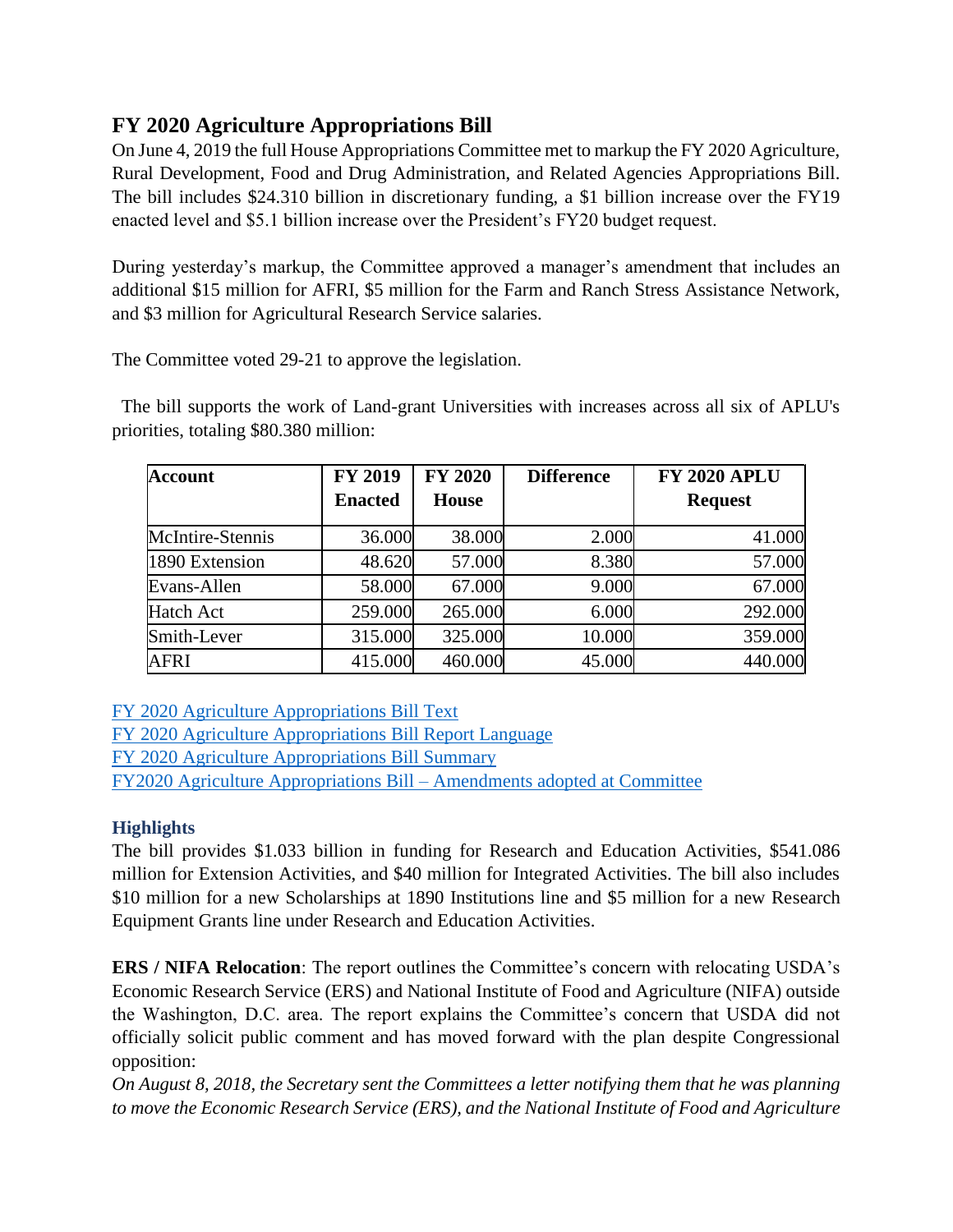## FY 2020 Agriculture Appropriations Bill

On June 4, 2019 the full House Appropriations Committee met to markup the FY 2020 Agriculture, Rural Development, Food and Drug Administration, and Related Agencies Appropriations Bill. The bill includes $24.310 billion in discretionary funding, a $1 billion increase over the FY19 enacted level and $5.1 billion increase over the President's FY20 budget request.

During yesterday's markup, the Committee approved a manager's amendment that includes an additional $15 million for AFRI, $5 million for the Farm and Ranch Stress Assistance Network, and $3 million for Agricultural Research Service salaries.

The Committee voted 29-21 to approve the legislation.

The bill supports the work of Land-grant Universities with increases across all six of APLU's priorities, totaling $80.380 million:

| Account | FY 2019 Enacted | FY 2020 House | Difference | FY 2020 APLU Request |
|---|---|---|---|---|
| McIntire-Stennis | 36.000 | 38.000 | 2.000 | 41.000 |
| 1890 Extension | 48.620 | 57.000 | 8.380 | 57.000 |
| Evans-Allen | 58.000 | 67.000 | 9.000 | 67.000 |
| Hatch Act | 259.000 | 265.000 | 6.000 | 292.000 |
| Smith-Lever | 315.000 | 325.000 | 10.000 | 359.000 |
| AFRI | 415.000 | 460.000 | 45.000 | 440.000 |

FY 2020 Agriculture Appropriations Bill Text
FY 2020 Agriculture Appropriations Bill Report Language
FY 2020 Agriculture Appropriations Bill Summary
FY2020 Agriculture Appropriations Bill – Amendments adopted at Committee

### Highlights

The bill provides $1.033 billion in funding for Research and Education Activities, $541.086 million for Extension Activities, and $40 million for Integrated Activities. The bill also includes $10 million for a new Scholarships at 1890 Institutions line and $5 million for a new Research Equipment Grants line under Research and Education Activities.

**ERS / NIFA Relocation**: The report outlines the Committee's concern with relocating USDA's Economic Research Service (ERS) and National Institute of Food and Agriculture (NIFA) outside the Washington, D.C. area. The report explains the Committee's concern that USDA did not officially solicit public comment and has moved forward with the plan despite Congressional opposition:

*On August 8, 2018, the Secretary sent the Committees a letter notifying them that he was planning to move the Economic Research Service (ERS), and the National Institute of Food and Agriculture*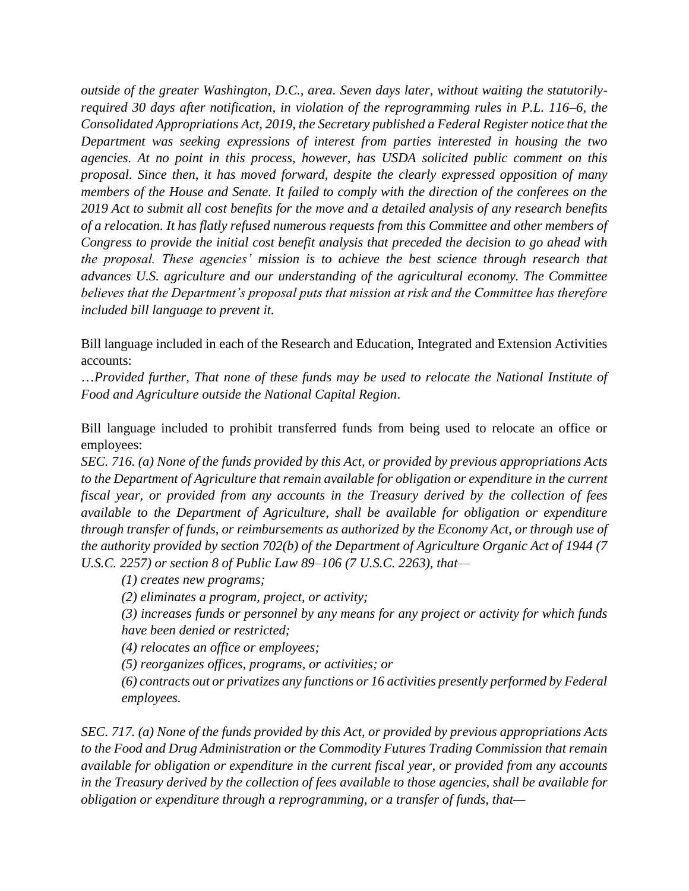*outside of the greater Washington, D.C., area. Seven days later, without waiting the statutorily-required 30 days after notification, in violation of the reprogramming rules in P.L. 116–6, the Consolidated Appropriations Act, 2019, the Secretary published a Federal Register notice that the Department was seeking expressions of interest from parties interested in housing the two agencies. At no point in this process, however, has USDA solicited public comment on this proposal. Since then, it has moved forward, despite the clearly expressed opposition of many members of the House and Senate. It failed to comply with the direction of the conferees on the 2019 Act to submit all cost benefits for the move and a detailed analysis of any research benefits of a relocation. It has flatly refused numerous requests from this Committee and other members of Congress to provide the initial cost benefit analysis that preceded the decision to go ahead with the proposal. These agencies' mission is to achieve the best science through research that advances U.S. agriculture and our understanding of the agricultural economy. The Committee believes that the Department's proposal puts that mission at risk and the Committee has therefore included bill language to prevent it.*

Bill language included in each of the Research and Education, Integrated and Extension Activities accounts:

*…Provided further, That none of these funds may be used to relocate the National Institute of Food and Agriculture outside the National Capital Region*.

Bill language included to prohibit transferred funds from being used to relocate an office or employees:

*SEC. 716. (a) None of the funds provided by this Act, or provided by previous appropriations Acts to the Department of Agriculture that remain available for obligation or expenditure in the current fiscal year, or provided from any accounts in the Treasury derived by the collection of fees available to the Department of Agriculture, shall be available for obligation or expenditure through transfer of funds, or reimbursements as authorized by the Economy Act, or through use of the authority provided by section 702(b) of the Department of Agriculture Organic Act of 1944 (7 U.S.C. 2257) or section 8 of Public Law 89–106 (7 U.S.C. 2263), that—*

> *(1) creates new programs;*
>
> *(2) eliminates a program, project, or activity;*
>
> *(3) increases funds or personnel by any means for any project or activity for which funds have been denied or restricted;*
>
> *(4) relocates an office or employees;*
>
> *(5) reorganizes offices, programs, or activities; or*
>
> *(6) contracts out or privatizes any functions or 16 activities presently performed by Federal employees.*

*SEC. 717. (a) None of the funds provided by this Act, or provided by previous appropriations Acts to the Food and Drug Administration or the Commodity Futures Trading Commission that remain available for obligation or expenditure in the current fiscal year, or provided from any accounts in the Treasury derived by the collection of fees available to those agencies, shall be available for obligation or expenditure through a reprogramming, or a transfer of funds, that—*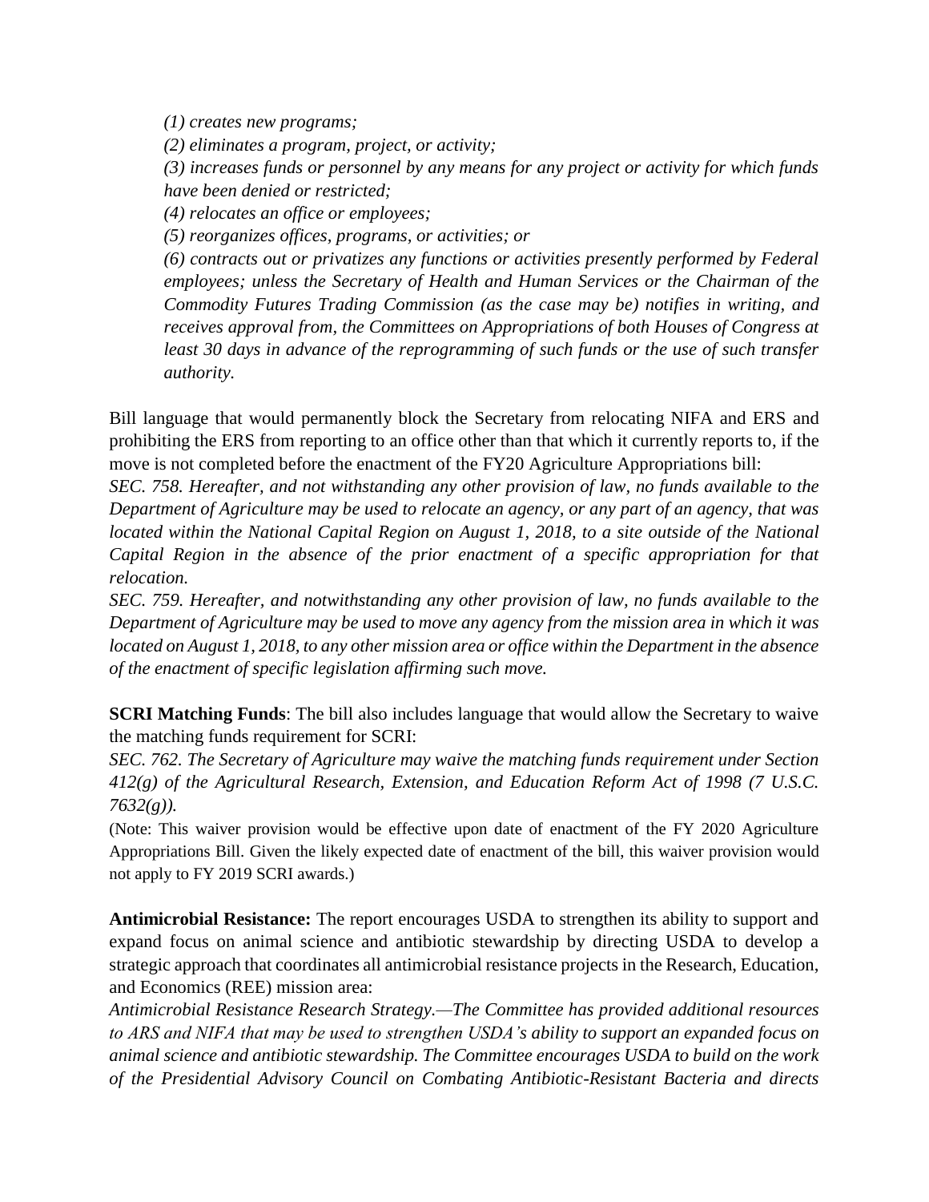*(1) creates new programs;*

*(2) eliminates a program, project, or activity;*

*(3) increases funds or personnel by any means for any project or activity for which funds have been denied or restricted;*

*(4) relocates an office or employees;*

*(5) reorganizes offices, programs, or activities; or*

*(6) contracts out or privatizes any functions or activities presently performed by Federal employees; unless the Secretary of Health and Human Services or the Chairman of the Commodity Futures Trading Commission (as the case may be) notifies in writing, and receives approval from, the Committees on Appropriations of both Houses of Congress at least 30 days in advance of the reprogramming of such funds or the use of such transfer authority.*

Bill language that would permanently block the Secretary from relocating NIFA and ERS and prohibiting the ERS from reporting to an office other than that which it currently reports to, if the move is not completed before the enactment of the FY20 Agriculture Appropriations bill:

*SEC. 758. Hereafter, and not withstanding any other provision of law, no funds available to the Department of Agriculture may be used to relocate an agency, or any part of an agency, that was located within the National Capital Region on August 1, 2018, to a site outside of the National Capital Region in the absence of the prior enactment of a specific appropriation for that relocation.*

*SEC. 759. Hereafter, and notwithstanding any other provision of law, no funds available to the Department of Agriculture may be used to move any agency from the mission area in which it was located on August 1, 2018, to any other mission area or office within the Department in the absence of the enactment of specific legislation affirming such move.*

**SCRI Matching Funds**: The bill also includes language that would allow the Secretary to waive the matching funds requirement for SCRI:

*SEC. 762. The Secretary of Agriculture may waive the matching funds requirement under Section 412(g) of the Agricultural Research, Extension, and Education Reform Act of 1998 (7 U.S.C. 7632(g)).*

(Note: This waiver provision would be effective upon date of enactment of the FY 2020 Agriculture Appropriations Bill. Given the likely expected date of enactment of the bill, this waiver provision would not apply to FY 2019 SCRI awards.)

**Antimicrobial Resistance:** The report encourages USDA to strengthen its ability to support and expand focus on animal science and antibiotic stewardship by directing USDA to develop a strategic approach that coordinates all antimicrobial resistance projects in the Research, Education, and Economics (REE) mission area:

*Antimicrobial Resistance Research Strategy.—The Committee has provided additional resources to ARS and NIFA that may be used to strengthen USDA's ability to support an expanded focus on animal science and antibiotic stewardship. The Committee encourages USDA to build on the work of the Presidential Advisory Council on Combating Antibiotic-Resistant Bacteria and directs*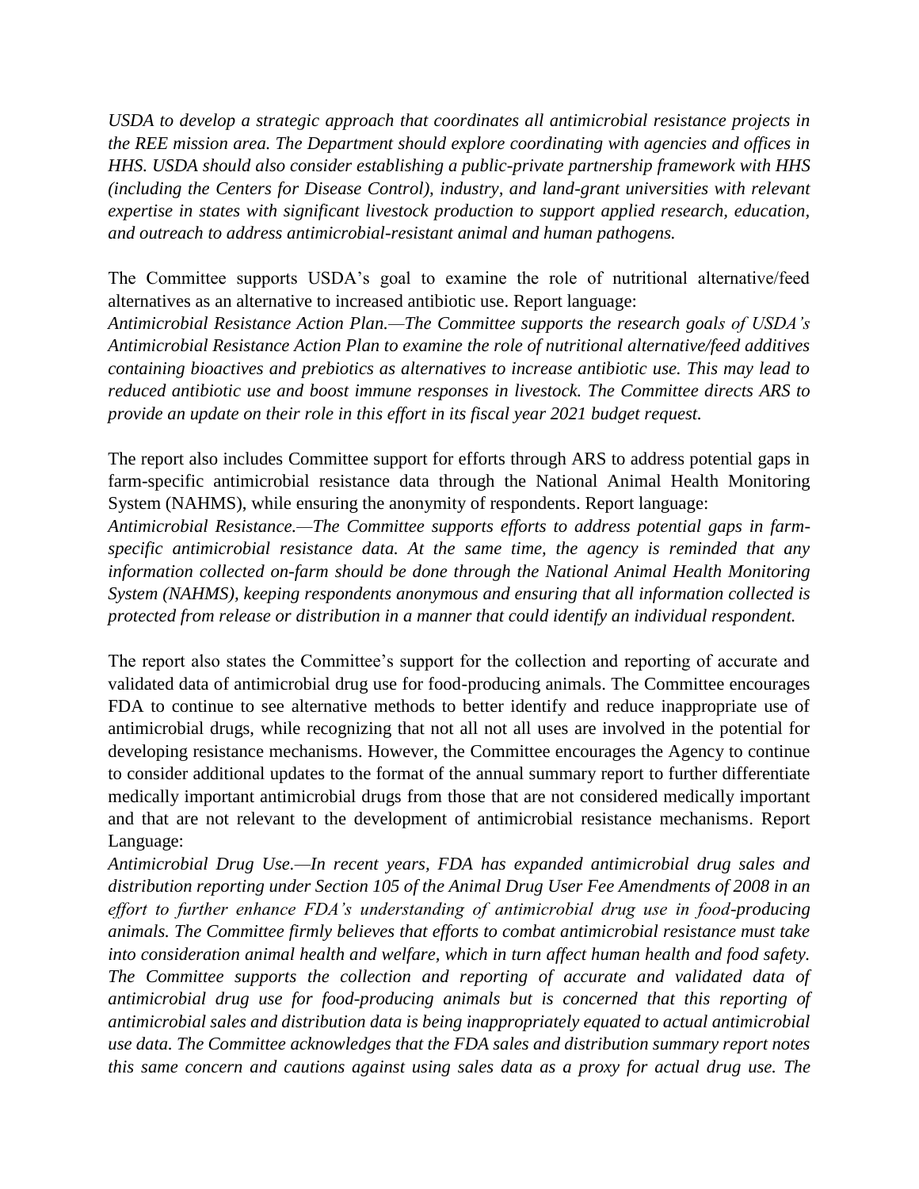*USDA to develop a strategic approach that coordinates all antimicrobial resistance projects in the REE mission area. The Department should explore coordinating with agencies and offices in HHS. USDA should also consider establishing a public-private partnership framework with HHS (including the Centers for Disease Control), industry, and land-grant universities with relevant expertise in states with significant livestock production to support applied research, education, and outreach to address antimicrobial-resistant animal and human pathogens.*

The Committee supports USDA's goal to examine the role of nutritional alternative/feed alternatives as an alternative to increased antibiotic use. Report language:

*Antimicrobial Resistance Action Plan.—The Committee supports the research goals of USDA's Antimicrobial Resistance Action Plan to examine the role of nutritional alternative/feed additives containing bioactives and prebiotics as alternatives to increase antibiotic use. This may lead to reduced antibiotic use and boost immune responses in livestock. The Committee directs ARS to provide an update on their role in this effort in its fiscal year 2021 budget request.*

The report also includes Committee support for efforts through ARS to address potential gaps in farm-specific antimicrobial resistance data through the National Animal Health Monitoring System (NAHMS), while ensuring the anonymity of respondents. Report language:

*Antimicrobial Resistance.—The Committee supports efforts to address potential gaps in farm-specific antimicrobial resistance data. At the same time, the agency is reminded that any information collected on-farm should be done through the National Animal Health Monitoring System (NAHMS), keeping respondents anonymous and ensuring that all information collected is protected from release or distribution in a manner that could identify an individual respondent.*

The report also states the Committee's support for the collection and reporting of accurate and validated data of antimicrobial drug use for food-producing animals. The Committee encourages FDA to continue to see alternative methods to better identify and reduce inappropriate use of antimicrobial drugs, while recognizing that not all not all uses are involved in the potential for developing resistance mechanisms. However, the Committee encourages the Agency to continue to consider additional updates to the format of the annual summary report to further differentiate medically important antimicrobial drugs from those that are not considered medically important and that are not relevant to the development of antimicrobial resistance mechanisms. Report Language:

*Antimicrobial Drug Use.—In recent years, FDA has expanded antimicrobial drug sales and distribution reporting under Section 105 of the Animal Drug User Fee Amendments of 2008 in an effort to further enhance FDA's understanding of antimicrobial drug use in food-producing animals. The Committee firmly believes that efforts to combat antimicrobial resistance must take into consideration animal health and welfare, which in turn affect human health and food safety. The Committee supports the collection and reporting of accurate and validated data of antimicrobial drug use for food-producing animals but is concerned that this reporting of antimicrobial sales and distribution data is being inappropriately equated to actual antimicrobial use data. The Committee acknowledges that the FDA sales and distribution summary report notes this same concern and cautions against using sales data as a proxy for actual drug use. The*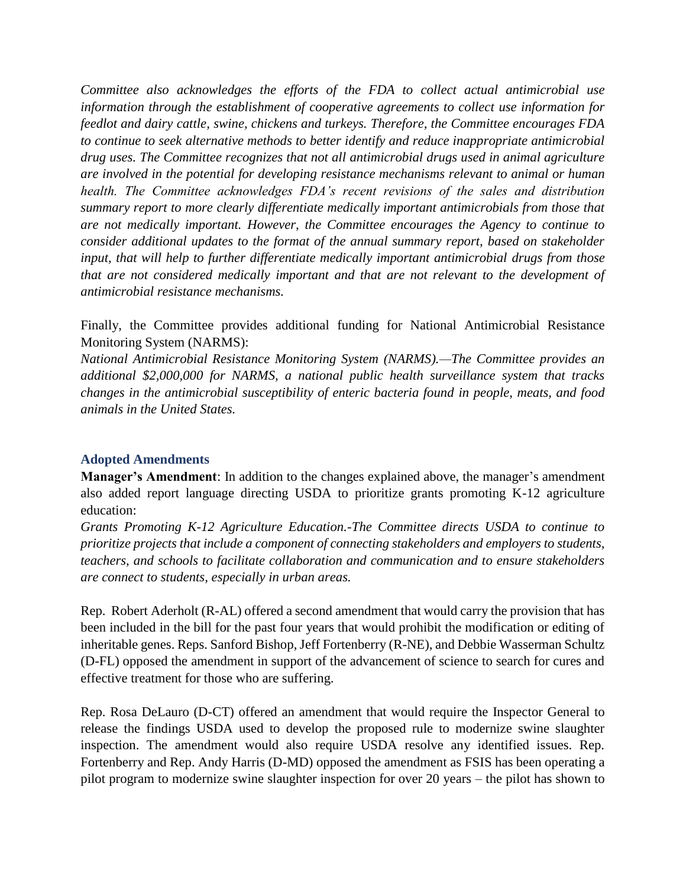*Committee also acknowledges the efforts of the FDA to collect actual antimicrobial use information through the establishment of cooperative agreements to collect use information for feedlot and dairy cattle, swine, chickens and turkeys. Therefore, the Committee encourages FDA to continue to seek alternative methods to better identify and reduce inappropriate antimicrobial drug uses. The Committee recognizes that not all antimicrobial drugs used in animal agriculture are involved in the potential for developing resistance mechanisms relevant to animal or human health. The Committee acknowledges FDA's recent revisions of the sales and distribution summary report to more clearly differentiate medically important antimicrobials from those that are not medically important. However, the Committee encourages the Agency to continue to consider additional updates to the format of the annual summary report, based on stakeholder input, that will help to further differentiate medically important antimicrobial drugs from those that are not considered medically important and that are not relevant to the development of antimicrobial resistance mechanisms.*

Finally, the Committee provides additional funding for National Antimicrobial Resistance Monitoring System (NARMS):

*National Antimicrobial Resistance Monitoring System (NARMS).—The Committee provides an additional $2,000,000 for NARMS, a national public health surveillance system that tracks changes in the antimicrobial susceptibility of enteric bacteria found in people, meats, and food animals in the United States.*

### Adopted Amendments

**Manager's Amendment**: In addition to the changes explained above, the manager's amendment also added report language directing USDA to prioritize grants promoting K-12 agriculture education:

*Grants Promoting K-12 Agriculture Education.-The Committee directs USDA to continue to prioritize projects that include a component of connecting stakeholders and employers to students, teachers, and schools to facilitate collaboration and communication and to ensure stakeholders are connect to students, especially in urban areas.*

Rep. Robert Aderholt (R-AL) offered a second amendment that would carry the provision that has been included in the bill for the past four years that would prohibit the modification or editing of inheritable genes. Reps. Sanford Bishop, Jeff Fortenberry (R-NE), and Debbie Wasserman Schultz (D-FL) opposed the amendment in support of the advancement of science to search for cures and effective treatment for those who are suffering.

Rep. Rosa DeLauro (D-CT) offered an amendment that would require the Inspector General to release the findings USDA used to develop the proposed rule to modernize swine slaughter inspection. The amendment would also require USDA resolve any identified issues. Rep. Fortenberry and Rep. Andy Harris (D-MD) opposed the amendment as FSIS has been operating a pilot program to modernize swine slaughter inspection for over 20 years – the pilot has shown to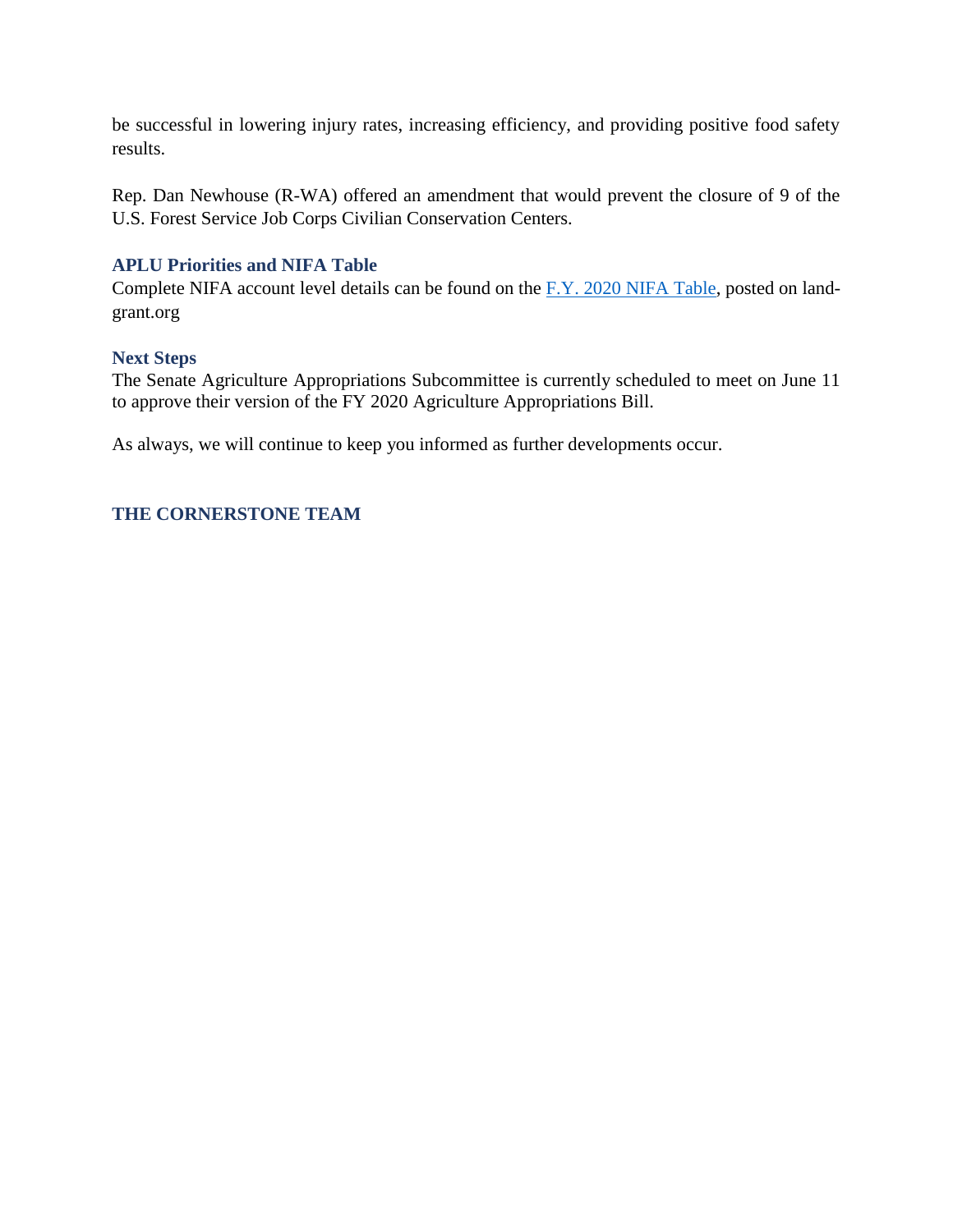be successful in lowering injury rates, increasing efficiency, and providing positive food safety results.

Rep. Dan Newhouse (R-WA) offered an amendment that would prevent the closure of 9 of the U.S. Forest Service Job Corps Civilian Conservation Centers.

### APLU Priorities and NIFA Table

Complete NIFA account level details can be found on the [F.Y. 2020 NIFA Table](), posted on land-grant.org

### Next Steps

The Senate Agriculture Appropriations Subcommittee is currently scheduled to meet on June 11 to approve their version of the FY 2020 Agriculture Appropriations Bill.

As always, we will continue to keep you informed as further developments occur.

**THE CORNERSTONE TEAM**